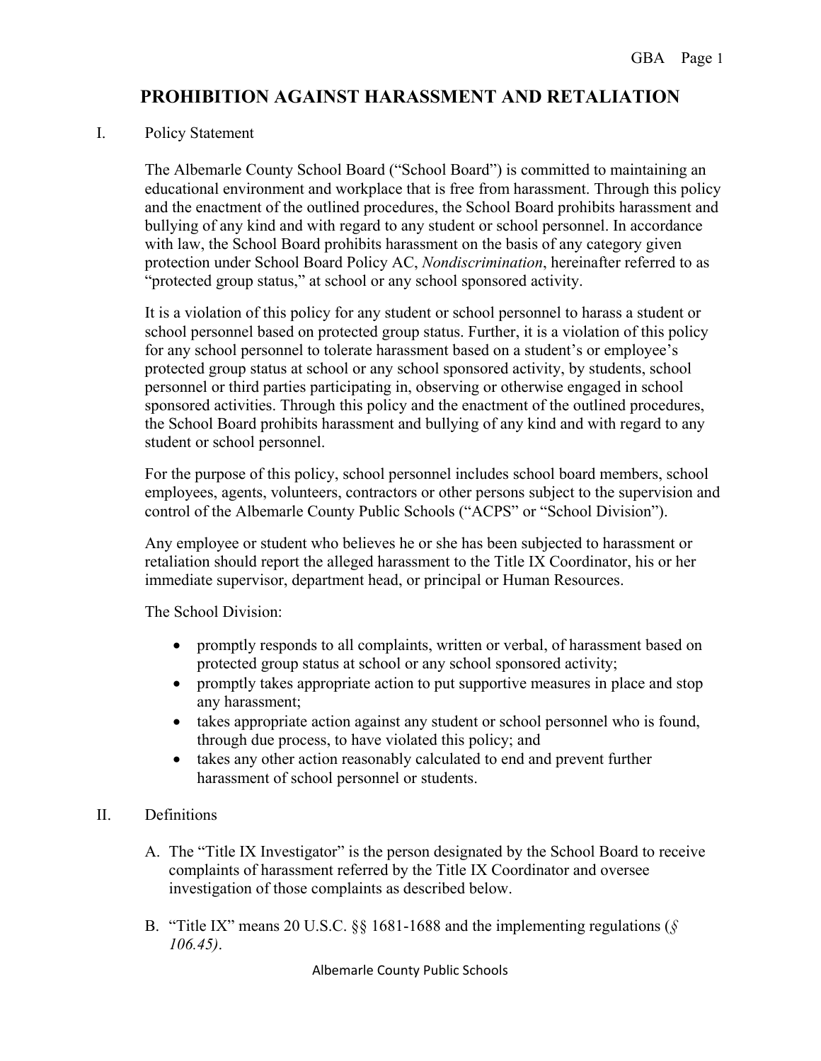# PROHIBITION AGAINST HARASSMENT AND RETALIATION

## I. Policy Statement

The Albemarle County School Board ("School Board") is committed to maintaining an educational environment and workplace that is free from harassment. Through this policy and the enactment of the outlined procedures, the School Board prohibits harassment and bullying of any kind and with regard to any student or school personnel. In accordance with law, the School Board prohibits harassment on the basis of any category given protection under School Board Policy AC, *Nondiscrimination*, hereinafter referred to as "protected group status," at school or any school sponsored activity.

It is a violation of this policy for any student or school personnel to harass a student or school personnel based on protected group status. Further, it is a violation of this policy for any school personnel to tolerate harassment based on a student's or employee's protected group status at school or any school sponsored activity, by students, school personnel or third parties participating in, observing or otherwise engaged in school sponsored activities. Through this policy and the enactment of the outlined procedures, the School Board prohibits harassment and bullying of any kind and with regard to any student or school personnel.

For the purpose of this policy, school personnel includes school board members, school employees, agents, volunteers, contractors or other persons subject to the supervision and control of the Albemarle County Public Schools ("ACPS" or "School Division").

Any employee or student who believes he or she has been subjected to harassment or retaliation should report the alleged harassment to the Title IX Coordinator, his or her immediate supervisor, department head, or principal or Human Resources.

The School Division:

- promptly responds to all complaints, written or verbal, of harassment based on protected group status at school or any school sponsored activity;
- promptly takes appropriate action to put supportive measures in place and stop any harassment;
- takes appropriate action against any student or school personnel who is found, through due process, to have violated this policy; and
- takes any other action reasonably calculated to end and prevent further harassment of school personnel or students.

## II. Definitions

A. The "Title IX Investigator" is the person designated by the School Board to receive complaints of harassment referred by the Title IX Coordinator and oversee investigation of those complaints as described below.

B. "Title IX" means 20 U.S.C. §§ 1681-1688 and the implementing regulations (*§ 106.45)*.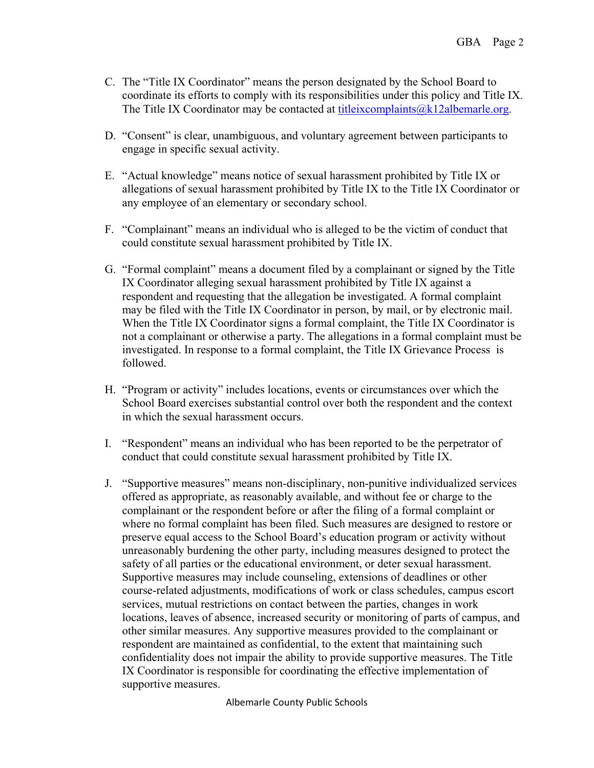C. The "Title IX Coordinator" means the person designated by the School Board to coordinate its efforts to comply with its responsibilities under this policy and Title IX. The Title IX Coordinator may be contacted at titleixcomplaints@k12albemarle.org.

D. "Consent" is clear, unambiguous, and voluntary agreement between participants to engage in specific sexual activity.

E. "Actual knowledge" means notice of sexual harassment prohibited by Title IX or allegations of sexual harassment prohibited by Title IX to the Title IX Coordinator or any employee of an elementary or secondary school.

F. "Complainant" means an individual who is alleged to be the victim of conduct that could constitute sexual harassment prohibited by Title IX.

G. "Formal complaint" means a document filed by a complainant or signed by the Title IX Coordinator alleging sexual harassment prohibited by Title IX against a respondent and requesting that the allegation be investigated. A formal complaint may be filed with the Title IX Coordinator in person, by mail, or by electronic mail. When the Title IX Coordinator signs a formal complaint, the Title IX Coordinator is not a complainant or otherwise a party. The allegations in a formal complaint must be investigated. In response to a formal complaint, the Title IX Grievance Process is followed.

H. "Program or activity" includes locations, events or circumstances over which the School Board exercises substantial control over both the respondent and the context in which the sexual harassment occurs.

I. "Respondent" means an individual who has been reported to be the perpetrator of conduct that could constitute sexual harassment prohibited by Title IX.

J. "Supportive measures" means non-disciplinary, non-punitive individualized services offered as appropriate, as reasonably available, and without fee or charge to the complainant or the respondent before or after the filing of a formal complaint or where no formal complaint has been filed. Such measures are designed to restore or preserve equal access to the School Board's education program or activity without unreasonably burdening the other party, including measures designed to protect the safety of all parties or the educational environment, or deter sexual harassment. Supportive measures may include counseling, extensions of deadlines or other course-related adjustments, modifications of work or class schedules, campus escort services, mutual restrictions on contact between the parties, changes in work locations, leaves of absence, increased security or monitoring of parts of campus, and other similar measures. Any supportive measures provided to the complainant or respondent are maintained as confidential, to the extent that maintaining such confidentiality does not impair the ability to provide supportive measures. The Title IX Coordinator is responsible for coordinating the effective implementation of supportive measures.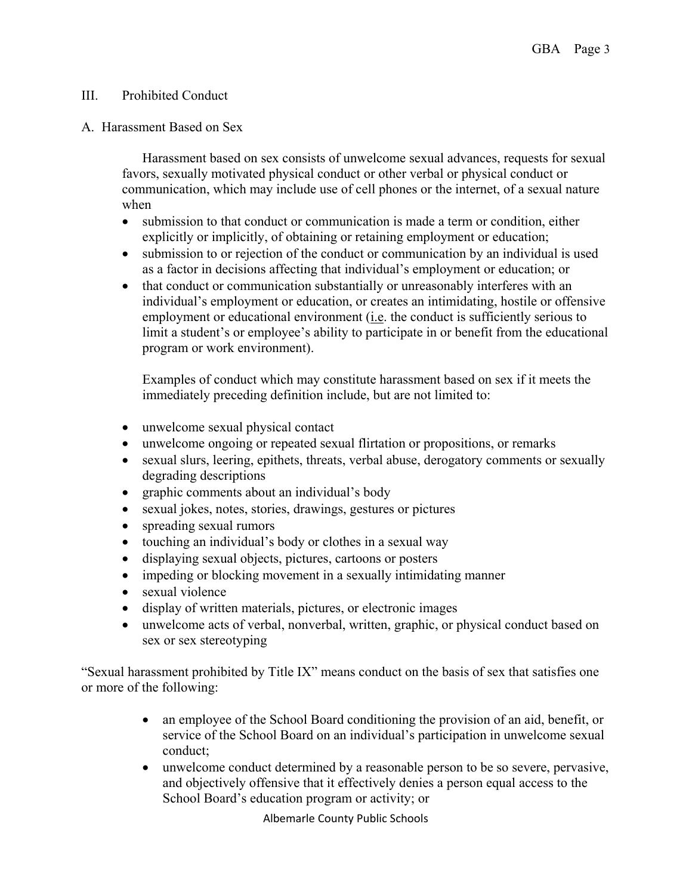## III. Prohibited Conduct

### A. Harassment Based on Sex

Harassment based on sex consists of unwelcome sexual advances, requests for sexual favors, sexually motivated physical conduct or other verbal or physical conduct or communication, which may include use of cell phones or the internet, of a sexual nature when

- submission to that conduct or communication is made a term or condition, either explicitly or implicitly, of obtaining or retaining employment or education;
- submission to or rejection of the conduct or communication by an individual is used as a factor in decisions affecting that individual's employment or education; or
- that conduct or communication substantially or unreasonably interferes with an individual's employment or education, or creates an intimidating, hostile or offensive employment or educational environment (i.e. the conduct is sufficiently serious to limit a student's or employee's ability to participate in or benefit from the educational program or work environment).

Examples of conduct which may constitute harassment based on sex if it meets the immediately preceding definition include, but are not limited to:

- unwelcome sexual physical contact
- unwelcome ongoing or repeated sexual flirtation or propositions, or remarks
- sexual slurs, leering, epithets, threats, verbal abuse, derogatory comments or sexually degrading descriptions
- graphic comments about an individual's body
- sexual jokes, notes, stories, drawings, gestures or pictures
- spreading sexual rumors
- touching an individual's body or clothes in a sexual way
- displaying sexual objects, pictures, cartoons or posters
- impeding or blocking movement in a sexually intimidating manner
- sexual violence
- display of written materials, pictures, or electronic images
- unwelcome acts of verbal, nonverbal, written, graphic, or physical conduct based on sex or sex stereotyping

"Sexual harassment prohibited by Title IX" means conduct on the basis of sex that satisfies one or more of the following:

- an employee of the School Board conditioning the provision of an aid, benefit, or service of the School Board on an individual's participation in unwelcome sexual conduct;
- unwelcome conduct determined by a reasonable person to be so severe, pervasive, and objectively offensive that it effectively denies a person equal access to the School Board's education program or activity; or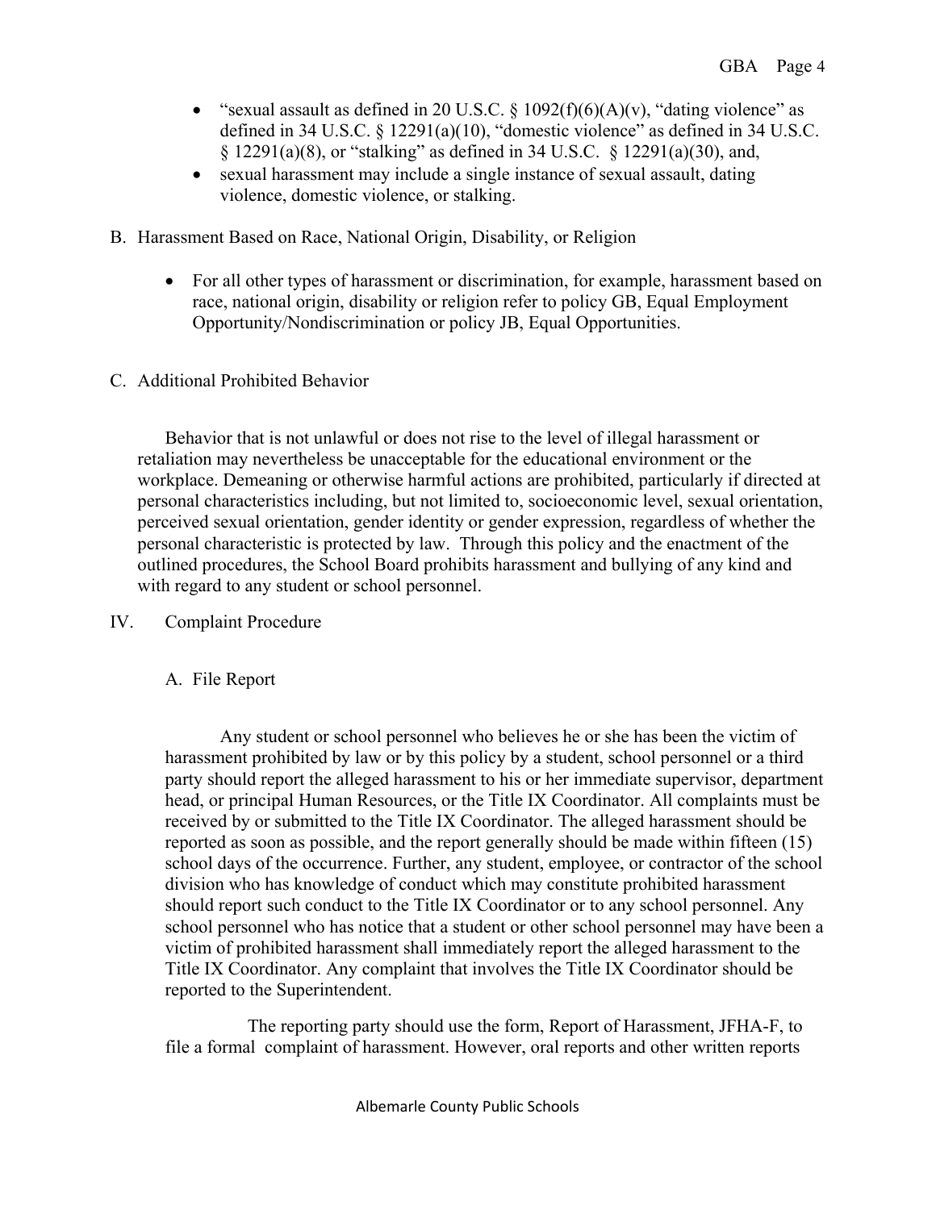- "sexual assault as defined in 20 U.S.C. § 1092(f)(6)(A)(v), "dating violence" as defined in 34 U.S.C. § 12291(a)(10), "domestic violence" as defined in 34 U.S.C. § 12291(a)(8), or "stalking" as defined in 34 U.S.C. § 12291(a)(30), and,
- sexual harassment may include a single instance of sexual assault, dating violence, domestic violence, or stalking.

B. Harassment Based on Race, National Origin, Disability, or Religion

- For all other types of harassment or discrimination, for example, harassment based on race, national origin, disability or religion refer to policy GB, Equal Employment Opportunity/Nondiscrimination or policy JB, Equal Opportunities.

C. Additional Prohibited Behavior

Behavior that is not unlawful or does not rise to the level of illegal harassment or retaliation may nevertheless be unacceptable for the educational environment or the workplace. Demeaning or otherwise harmful actions are prohibited, particularly if directed at personal characteristics including, but not limited to, socioeconomic level, sexual orientation, perceived sexual orientation, gender identity or gender expression, regardless of whether the personal characteristic is protected by law. Through this policy and the enactment of the outlined procedures, the School Board prohibits harassment and bullying of any kind and with regard to any student or school personnel.

IV. Complaint Procedure

A. File Report

Any student or school personnel who believes he or she has been the victim of harassment prohibited by law or by this policy by a student, school personnel or a third party should report the alleged harassment to his or her immediate supervisor, department head, or principal Human Resources, or the Title IX Coordinator. All complaints must be received by or submitted to the Title IX Coordinator. The alleged harassment should be reported as soon as possible, and the report generally should be made within fifteen (15) school days of the occurrence. Further, any student, employee, or contractor of the school division who has knowledge of conduct which may constitute prohibited harassment should report such conduct to the Title IX Coordinator or to any school personnel. Any school personnel who has notice that a student or other school personnel may have been a victim of prohibited harassment shall immediately report the alleged harassment to the Title IX Coordinator. Any complaint that involves the Title IX Coordinator should be reported to the Superintendent.

The reporting party should use the form, Report of Harassment, JFHA-F, to file a formal complaint of harassment. However, oral reports and other written reports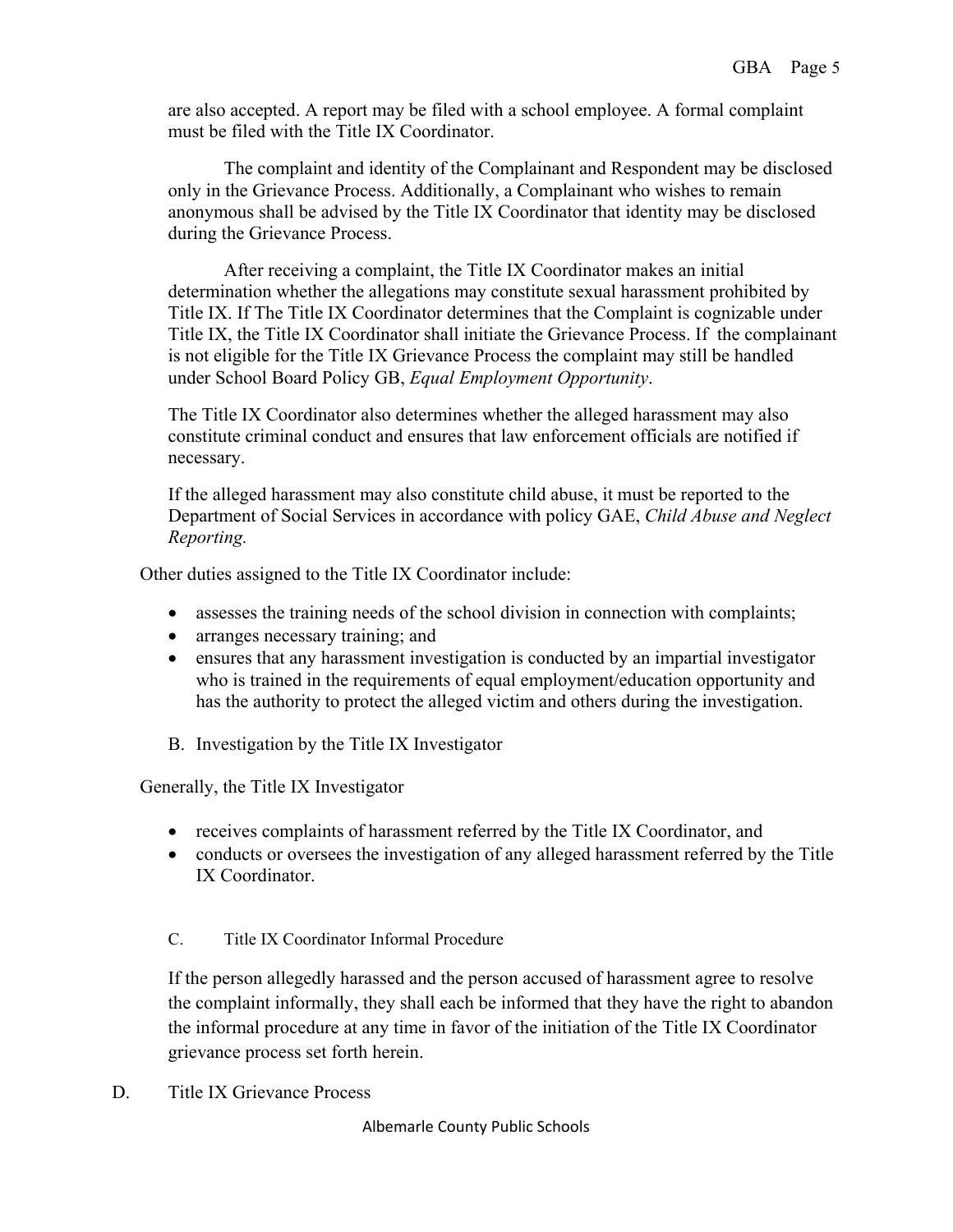are also accepted. A report may be filed with a school employee. A formal complaint must be filed with the Title IX Coordinator.

The complaint and identity of the Complainant and Respondent may be disclosed only in the Grievance Process. Additionally, a Complainant who wishes to remain anonymous shall be advised by the Title IX Coordinator that identity may be disclosed during the Grievance Process.

After receiving a complaint, the Title IX Coordinator makes an initial determination whether the allegations may constitute sexual harassment prohibited by Title IX. If The Title IX Coordinator determines that the Complaint is cognizable under Title IX, the Title IX Coordinator shall initiate the Grievance Process. If the complainant is not eligible for the Title IX Grievance Process the complaint may still be handled under School Board Policy GB, *Equal Employment Opportunity*.

The Title IX Coordinator also determines whether the alleged harassment may also constitute criminal conduct and ensures that law enforcement officials are notified if necessary.

If the alleged harassment may also constitute child abuse, it must be reported to the Department of Social Services in accordance with policy GAE, *Child Abuse and Neglect Reporting.*

Other duties assigned to the Title IX Coordinator include:

- assesses the training needs of the school division in connection with complaints;
- arranges necessary training; and
- ensures that any harassment investigation is conducted by an impartial investigator who is trained in the requirements of equal employment/education opportunity and has the authority to protect the alleged victim and others during the investigation.

B. Investigation by the Title IX Investigator

Generally, the Title IX Investigator

- receives complaints of harassment referred by the Title IX Coordinator, and
- conducts or oversees the investigation of any alleged harassment referred by the Title IX Coordinator.

C. Title IX Coordinator Informal Procedure

If the person allegedly harassed and the person accused of harassment agree to resolve the complaint informally, they shall each be informed that they have the right to abandon the informal procedure at any time in favor of the initiation of the Title IX Coordinator grievance process set forth herein.

D. Title IX Grievance Process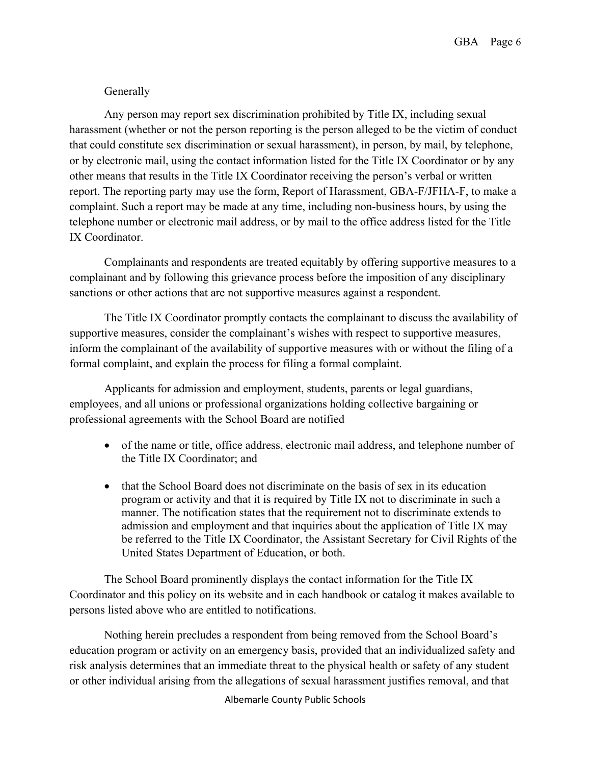Generally

Any person may report sex discrimination prohibited by Title IX, including sexual harassment (whether or not the person reporting is the person alleged to be the victim of conduct that could constitute sex discrimination or sexual harassment), in person, by mail, by telephone, or by electronic mail, using the contact information listed for the Title IX Coordinator or by any other means that results in the Title IX Coordinator receiving the person's verbal or written report. The reporting party may use the form, Report of Harassment, GBA-F/JFHA-F, to make a complaint. Such a report may be made at any time, including non-business hours, by using the telephone number or electronic mail address, or by mail to the office address listed for the Title IX Coordinator.

Complainants and respondents are treated equitably by offering supportive measures to a complainant and by following this grievance process before the imposition of any disciplinary sanctions or other actions that are not supportive measures against a respondent.

The Title IX Coordinator promptly contacts the complainant to discuss the availability of supportive measures, consider the complainant's wishes with respect to supportive measures, inform the complainant of the availability of supportive measures with or without the filing of a formal complaint, and explain the process for filing a formal complaint.

Applicants for admission and employment, students, parents or legal guardians, employees, and all unions or professional organizations holding collective bargaining or professional agreements with the School Board are notified

- of the name or title, office address, electronic mail address, and telephone number of the Title IX Coordinator; and
- that the School Board does not discriminate on the basis of sex in its education program or activity and that it is required by Title IX not to discriminate in such a manner. The notification states that the requirement not to discriminate extends to admission and employment and that inquiries about the application of Title IX may be referred to the Title IX Coordinator, the Assistant Secretary for Civil Rights of the United States Department of Education, or both.

The School Board prominently displays the contact information for the Title IX Coordinator and this policy on its website and in each handbook or catalog it makes available to persons listed above who are entitled to notifications.

Nothing herein precludes a respondent from being removed from the School Board's education program or activity on an emergency basis, provided that an individualized safety and risk analysis determines that an immediate threat to the physical health or safety of any student or other individual arising from the allegations of sexual harassment justifies removal, and that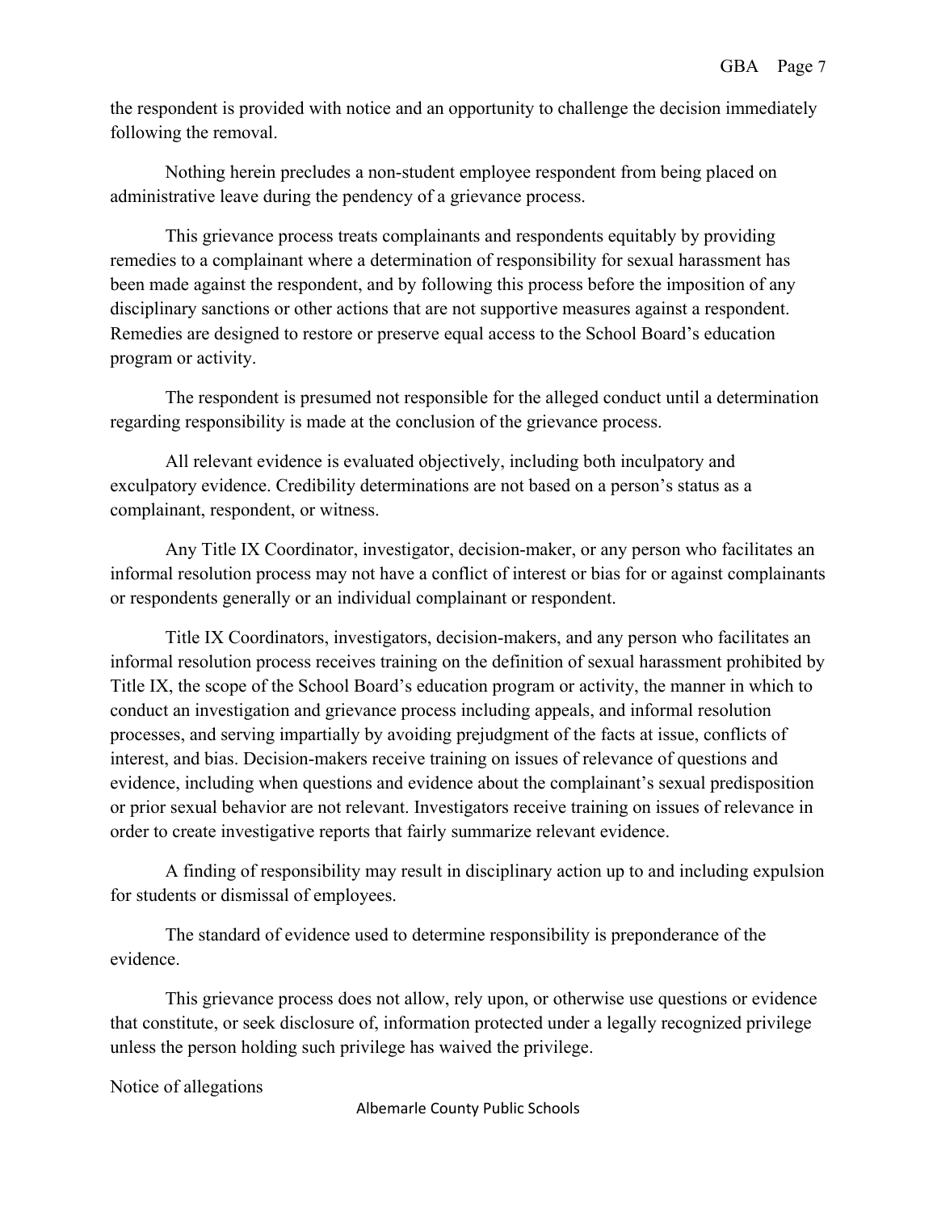the respondent is provided with notice and an opportunity to challenge the decision immediately following the removal.

Nothing herein precludes a non-student employee respondent from being placed on administrative leave during the pendency of a grievance process.

This grievance process treats complainants and respondents equitably by providing remedies to a complainant where a determination of responsibility for sexual harassment has been made against the respondent, and by following this process before the imposition of any disciplinary sanctions or other actions that are not supportive measures against a respondent. Remedies are designed to restore or preserve equal access to the School Board's education program or activity.

The respondent is presumed not responsible for the alleged conduct until a determination regarding responsibility is made at the conclusion of the grievance process.

All relevant evidence is evaluated objectively, including both inculpatory and exculpatory evidence. Credibility determinations are not based on a person's status as a complainant, respondent, or witness.

Any Title IX Coordinator, investigator, decision-maker, or any person who facilitates an informal resolution process may not have a conflict of interest or bias for or against complainants or respondents generally or an individual complainant or respondent.

Title IX Coordinators, investigators, decision-makers, and any person who facilitates an informal resolution process receives training on the definition of sexual harassment prohibited by Title IX, the scope of the School Board's education program or activity, the manner in which to conduct an investigation and grievance process including appeals, and informal resolution processes, and serving impartially by avoiding prejudgment of the facts at issue, conflicts of interest, and bias. Decision-makers receive training on issues of relevance of questions and evidence, including when questions and evidence about the complainant's sexual predisposition or prior sexual behavior are not relevant. Investigators receive training on issues of relevance in order to create investigative reports that fairly summarize relevant evidence.

A finding of responsibility may result in disciplinary action up to and including expulsion for students or dismissal of employees.

The standard of evidence used to determine responsibility is preponderance of the evidence.

This grievance process does not allow, rely upon, or otherwise use questions or evidence that constitute, or seek disclosure of, information protected under a legally recognized privilege unless the person holding such privilege has waived the privilege.

Notice of allegations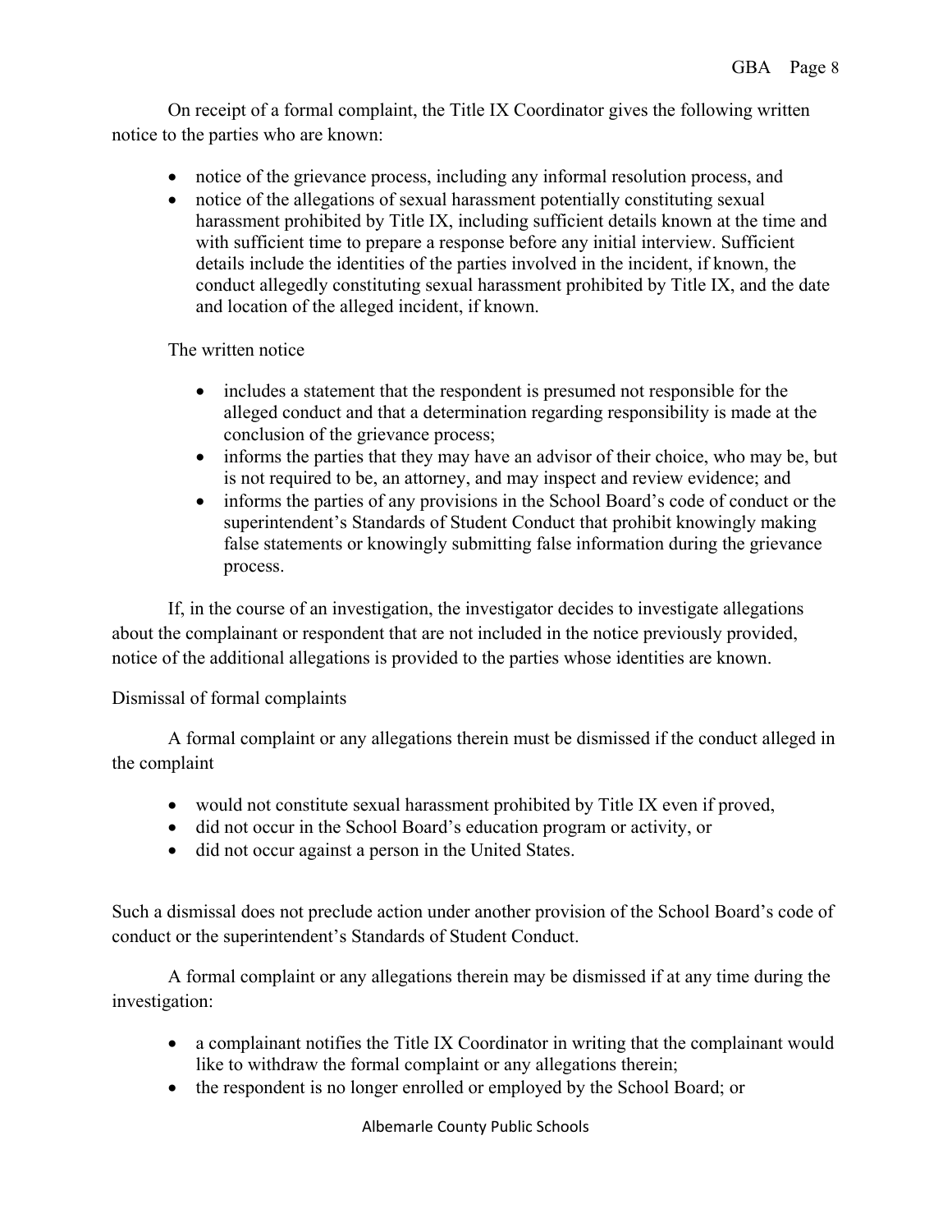On receipt of a formal complaint, the Title IX Coordinator gives the following written notice to the parties who are known:

- notice of the grievance process, including any informal resolution process, and
- notice of the allegations of sexual harassment potentially constituting sexual harassment prohibited by Title IX, including sufficient details known at the time and with sufficient time to prepare a response before any initial interview. Sufficient details include the identities of the parties involved in the incident, if known, the conduct allegedly constituting sexual harassment prohibited by Title IX, and the date and location of the alleged incident, if known.

The written notice

- includes a statement that the respondent is presumed not responsible for the alleged conduct and that a determination regarding responsibility is made at the conclusion of the grievance process;
- informs the parties that they may have an advisor of their choice, who may be, but is not required to be, an attorney, and may inspect and review evidence; and
- informs the parties of any provisions in the School Board's code of conduct or the superintendent's Standards of Student Conduct that prohibit knowingly making false statements or knowingly submitting false information during the grievance process.

If, in the course of an investigation, the investigator decides to investigate allegations about the complainant or respondent that are not included in the notice previously provided, notice of the additional allegations is provided to the parties whose identities are known.

Dismissal of formal complaints

A formal complaint or any allegations therein must be dismissed if the conduct alleged in the complaint

- would not constitute sexual harassment prohibited by Title IX even if proved,
- did not occur in the School Board's education program or activity, or
- did not occur against a person in the United States.

Such a dismissal does not preclude action under another provision of the School Board's code of conduct or the superintendent's Standards of Student Conduct.

A formal complaint or any allegations therein may be dismissed if at any time during the investigation:

- a complainant notifies the Title IX Coordinator in writing that the complainant would like to withdraw the formal complaint or any allegations therein;
- the respondent is no longer enrolled or employed by the School Board; or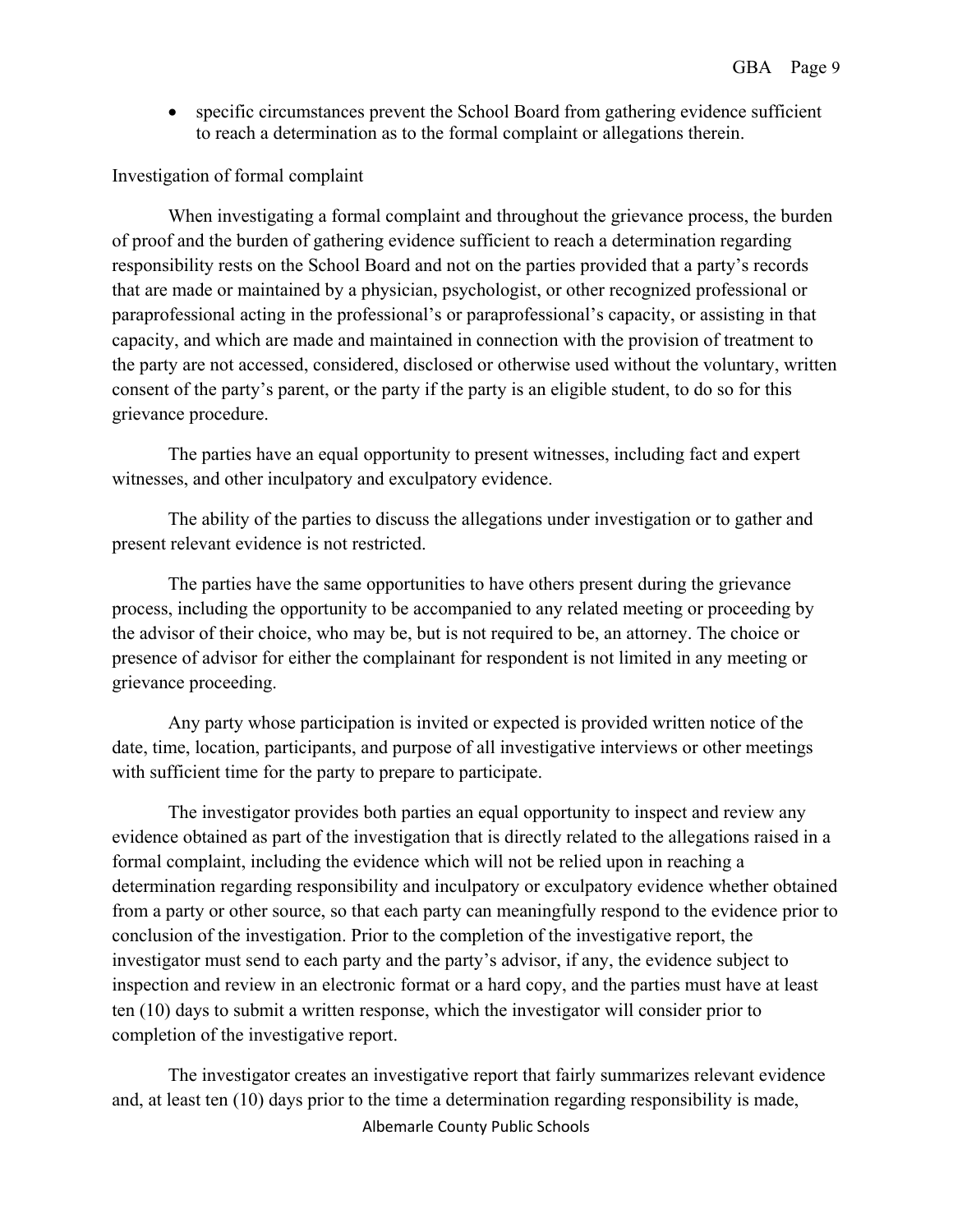- specific circumstances prevent the School Board from gathering evidence sufficient to reach a determination as to the formal complaint or allegations therein.

Investigation of formal complaint

When investigating a formal complaint and throughout the grievance process, the burden of proof and the burden of gathering evidence sufficient to reach a determination regarding responsibility rests on the School Board and not on the parties provided that a party's records that are made or maintained by a physician, psychologist, or other recognized professional or paraprofessional acting in the professional's or paraprofessional's capacity, or assisting in that capacity, and which are made and maintained in connection with the provision of treatment to the party are not accessed, considered, disclosed or otherwise used without the voluntary, written consent of the party's parent, or the party if the party is an eligible student, to do so for this grievance procedure.

The parties have an equal opportunity to present witnesses, including fact and expert witnesses, and other inculpatory and exculpatory evidence.

The ability of the parties to discuss the allegations under investigation or to gather and present relevant evidence is not restricted.

The parties have the same opportunities to have others present during the grievance process, including the opportunity to be accompanied to any related meeting or proceeding by the advisor of their choice, who may be, but is not required to be, an attorney. The choice or presence of advisor for either the complainant for respondent is not limited in any meeting or grievance proceeding.

Any party whose participation is invited or expected is provided written notice of the date, time, location, participants, and purpose of all investigative interviews or other meetings with sufficient time for the party to prepare to participate.

The investigator provides both parties an equal opportunity to inspect and review any evidence obtained as part of the investigation that is directly related to the allegations raised in a formal complaint, including the evidence which will not be relied upon in reaching a determination regarding responsibility and inculpatory or exculpatory evidence whether obtained from a party or other source, so that each party can meaningfully respond to the evidence prior to conclusion of the investigation. Prior to the completion of the investigative report, the investigator must send to each party and the party's advisor, if any, the evidence subject to inspection and review in an electronic format or a hard copy, and the parties must have at least ten (10) days to submit a written response, which the investigator will consider prior to completion of the investigative report.

The investigator creates an investigative report that fairly summarizes relevant evidence and, at least ten (10) days prior to the time a determination regarding responsibility is made,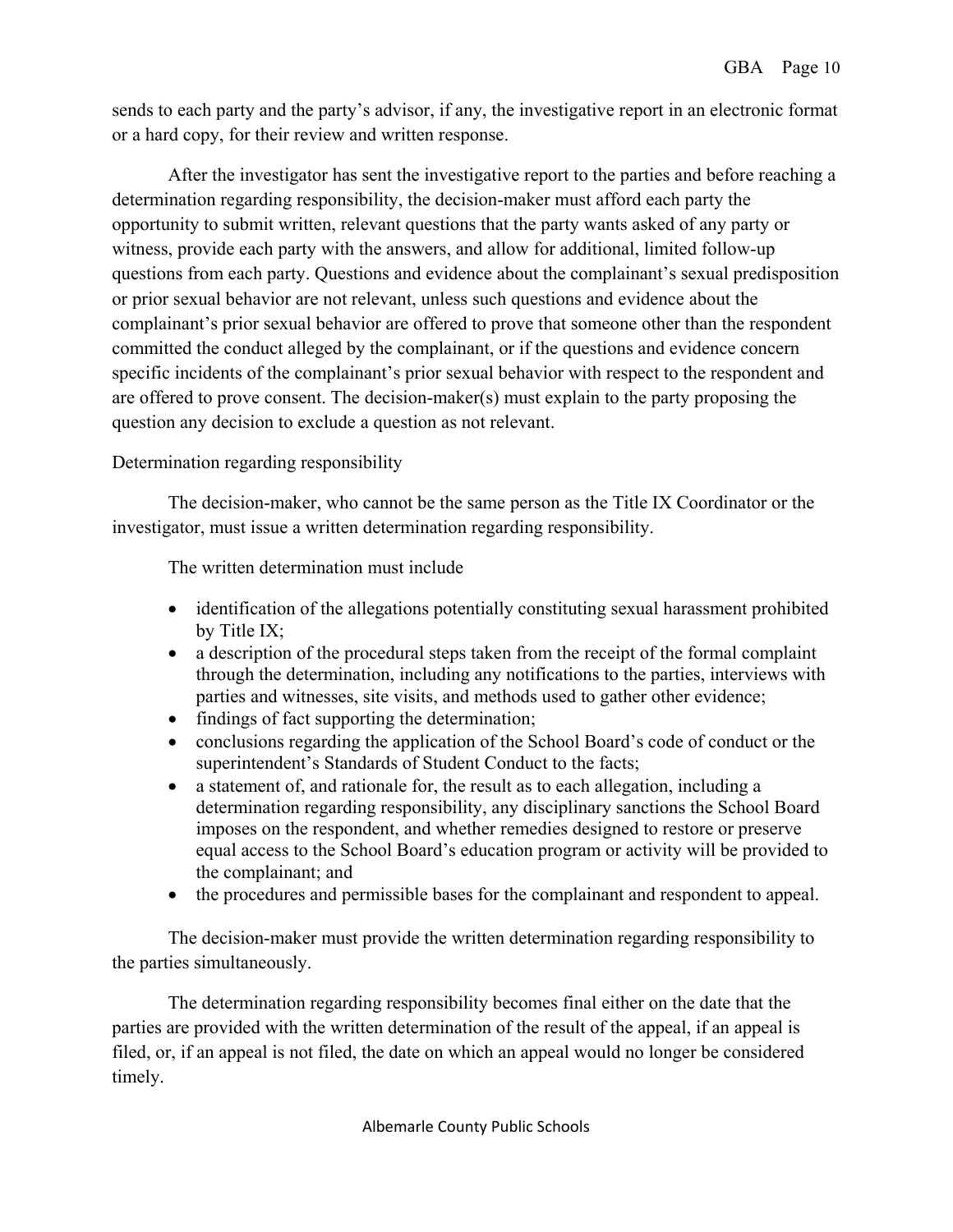sends to each party and the party's advisor, if any, the investigative report in an electronic format or a hard copy, for their review and written response.

After the investigator has sent the investigative report to the parties and before reaching a determination regarding responsibility, the decision-maker must afford each party the opportunity to submit written, relevant questions that the party wants asked of any party or witness, provide each party with the answers, and allow for additional, limited follow-up questions from each party. Questions and evidence about the complainant's sexual predisposition or prior sexual behavior are not relevant, unless such questions and evidence about the complainant's prior sexual behavior are offered to prove that someone other than the respondent committed the conduct alleged by the complainant, or if the questions and evidence concern specific incidents of the complainant's prior sexual behavior with respect to the respondent and are offered to prove consent. The decision-maker(s) must explain to the party proposing the question any decision to exclude a question as not relevant.

Determination regarding responsibility

The decision-maker, who cannot be the same person as the Title IX Coordinator or the investigator, must issue a written determination regarding responsibility.

The written determination must include

- identification of the allegations potentially constituting sexual harassment prohibited by Title IX;
- a description of the procedural steps taken from the receipt of the formal complaint through the determination, including any notifications to the parties, interviews with parties and witnesses, site visits, and methods used to gather other evidence;
- findings of fact supporting the determination;
- conclusions regarding the application of the School Board's code of conduct or the superintendent's Standards of Student Conduct to the facts;
- a statement of, and rationale for, the result as to each allegation, including a determination regarding responsibility, any disciplinary sanctions the School Board imposes on the respondent, and whether remedies designed to restore or preserve equal access to the School Board's education program or activity will be provided to the complainant; and
- the procedures and permissible bases for the complainant and respondent to appeal.

The decision-maker must provide the written determination regarding responsibility to the parties simultaneously.

The determination regarding responsibility becomes final either on the date that the parties are provided with the written determination of the result of the appeal, if an appeal is filed, or, if an appeal is not filed, the date on which an appeal would no longer be considered timely.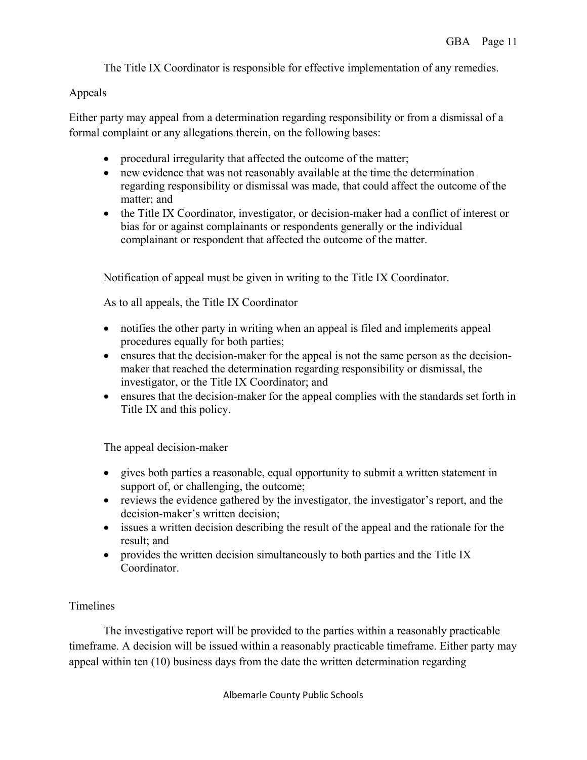The Title IX Coordinator is responsible for effective implementation of any remedies.

## Appeals

Either party may appeal from a determination regarding responsibility or from a dismissal of a formal complaint or any allegations therein, on the following bases:

- procedural irregularity that affected the outcome of the matter;
- new evidence that was not reasonably available at the time the determination regarding responsibility or dismissal was made, that could affect the outcome of the matter; and
- the Title IX Coordinator, investigator, or decision-maker had a conflict of interest or bias for or against complainants or respondents generally or the individual complainant or respondent that affected the outcome of the matter.

Notification of appeal must be given in writing to the Title IX Coordinator.

As to all appeals, the Title IX Coordinator

- notifies the other party in writing when an appeal is filed and implements appeal procedures equally for both parties;
- ensures that the decision-maker for the appeal is not the same person as the decision-maker that reached the determination regarding responsibility or dismissal, the investigator, or the Title IX Coordinator; and
- ensures that the decision-maker for the appeal complies with the standards set forth in Title IX and this policy.

The appeal decision-maker

- gives both parties a reasonable, equal opportunity to submit a written statement in support of, or challenging, the outcome;
- reviews the evidence gathered by the investigator, the investigator's report, and the decision-maker's written decision;
- issues a written decision describing the result of the appeal and the rationale for the result; and
- provides the written decision simultaneously to both parties and the Title IX Coordinator.

## Timelines

The investigative report will be provided to the parties within a reasonably practicable timeframe. A decision will be issued within a reasonably practicable timeframe. Either party may appeal within ten (10) business days from the date the written determination regarding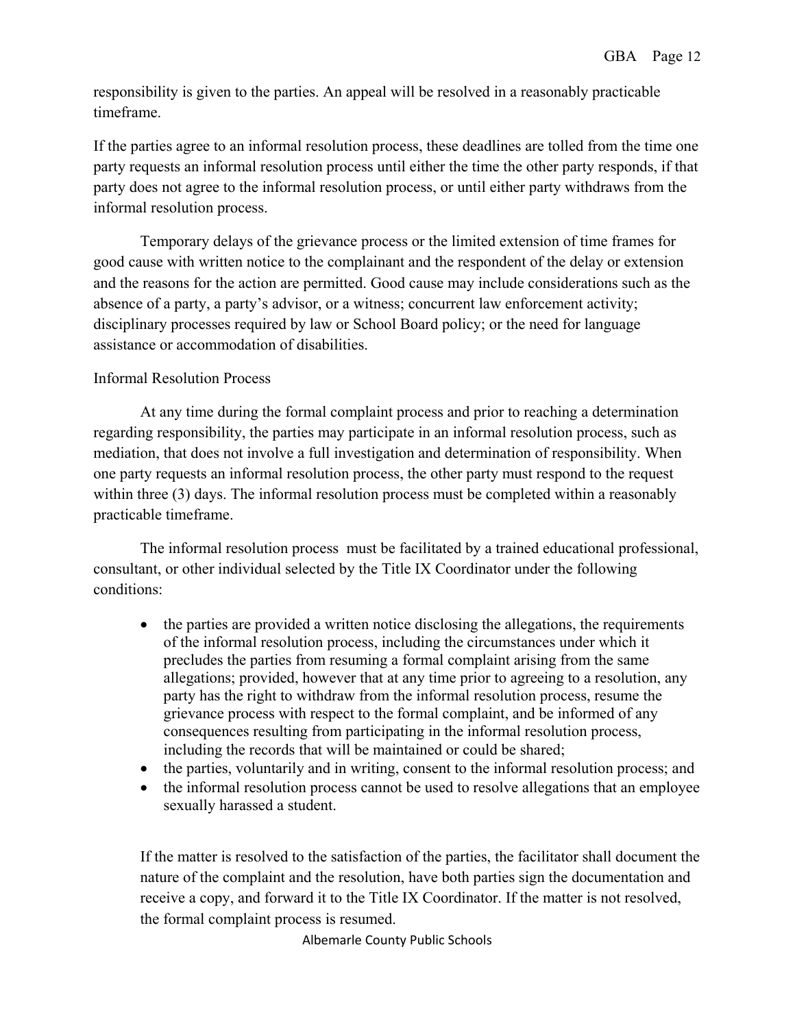responsibility is given to the parties. An appeal will be resolved in a reasonably practicable timeframe.

If the parties agree to an informal resolution process, these deadlines are tolled from the time one party requests an informal resolution process until either the time the other party responds, if that party does not agree to the informal resolution process, or until either party withdraws from the informal resolution process.

Temporary delays of the grievance process or the limited extension of time frames for good cause with written notice to the complainant and the respondent of the delay or extension and the reasons for the action are permitted. Good cause may include considerations such as the absence of a party, a party's advisor, or a witness; concurrent law enforcement activity; disciplinary processes required by law or School Board policy; or the need for language assistance or accommodation of disabilities.

Informal Resolution Process

At any time during the formal complaint process and prior to reaching a determination regarding responsibility, the parties may participate in an informal resolution process, such as mediation, that does not involve a full investigation and determination of responsibility. When one party requests an informal resolution process, the other party must respond to the request within three (3) days. The informal resolution process must be completed within a reasonably practicable timeframe.

The informal resolution process must be facilitated by a trained educational professional, consultant, or other individual selected by the Title IX Coordinator under the following conditions:

- the parties are provided a written notice disclosing the allegations, the requirements of the informal resolution process, including the circumstances under which it precludes the parties from resuming a formal complaint arising from the same allegations; provided, however that at any time prior to agreeing to a resolution, any party has the right to withdraw from the informal resolution process, resume the grievance process with respect to the formal complaint, and be informed of any consequences resulting from participating in the informal resolution process, including the records that will be maintained or could be shared;
- the parties, voluntarily and in writing, consent to the informal resolution process; and
- the informal resolution process cannot be used to resolve allegations that an employee sexually harassed a student.

If the matter is resolved to the satisfaction of the parties, the facilitator shall document the nature of the complaint and the resolution, have both parties sign the documentation and receive a copy, and forward it to the Title IX Coordinator. If the matter is not resolved, the formal complaint process is resumed.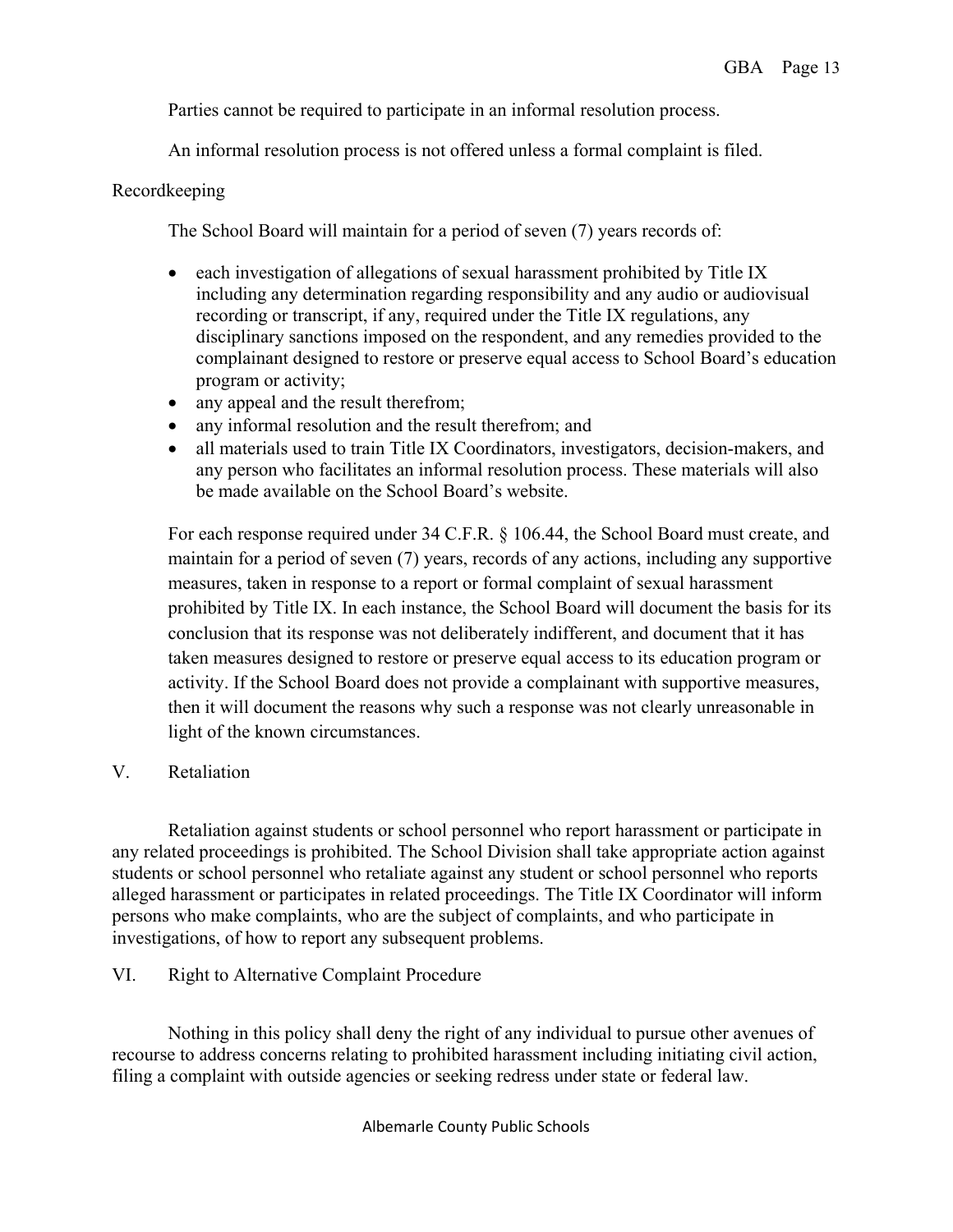Parties cannot be required to participate in an informal resolution process.

An informal resolution process is not offered unless a formal complaint is filed.

Recordkeeping

The School Board will maintain for a period of seven (7) years records of:

- each investigation of allegations of sexual harassment prohibited by Title IX including any determination regarding responsibility and any audio or audiovisual recording or transcript, if any, required under the Title IX regulations, any disciplinary sanctions imposed on the respondent, and any remedies provided to the complainant designed to restore or preserve equal access to School Board's education program or activity;
- any appeal and the result therefrom;
- any informal resolution and the result therefrom; and
- all materials used to train Title IX Coordinators, investigators, decision-makers, and any person who facilitates an informal resolution process. These materials will also be made available on the School Board's website.

For each response required under 34 C.F.R. § 106.44, the School Board must create, and maintain for a period of seven (7) years, records of any actions, including any supportive measures, taken in response to a report or formal complaint of sexual harassment prohibited by Title IX. In each instance, the School Board will document the basis for its conclusion that its response was not deliberately indifferent, and document that it has taken measures designed to restore or preserve equal access to its education program or activity. If the School Board does not provide a complainant with supportive measures, then it will document the reasons why such a response was not clearly unreasonable in light of the known circumstances.

## V. Retaliation

Retaliation against students or school personnel who report harassment or participate in any related proceedings is prohibited. The School Division shall take appropriate action against students or school personnel who retaliate against any student or school personnel who reports alleged harassment or participates in related proceedings. The Title IX Coordinator will inform persons who make complaints, who are the subject of complaints, and who participate in investigations, of how to report any subsequent problems.

## VI. Right to Alternative Complaint Procedure

Nothing in this policy shall deny the right of any individual to pursue other avenues of recourse to address concerns relating to prohibited harassment including initiating civil action, filing a complaint with outside agencies or seeking redress under state or federal law.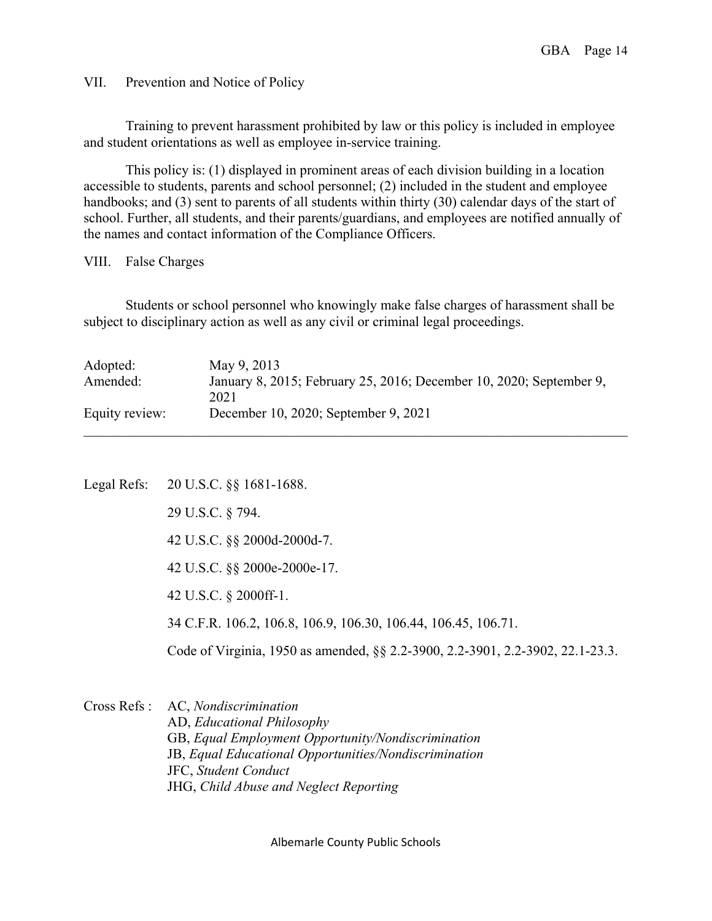## VII. Prevention and Notice of Policy

Training to prevent harassment prohibited by law or this policy is included in employee and student orientations as well as employee in-service training.

This policy is: (1) displayed in prominent areas of each division building in a location accessible to students, parents and school personnel; (2) included in the student and employee handbooks; and (3) sent to parents of all students within thirty (30) calendar days of the start of school. Further, all students, and their parents/guardians, and employees are notified annually of the names and contact information of the Compliance Officers.

## VIII. False Charges

Students or school personnel who knowingly make false charges of harassment shall be subject to disciplinary action as well as any civil or criminal legal proceedings.

| | |
|---|---|
| Adopted: | May 9, 2013 |
| Amended: | January 8, 2015; February 25, 2016; December 10, 2020; September 9, 2021 |
| Equity review: | December 10, 2020; September 9, 2021 |

---

Legal Refs: 20 U.S.C. §§ 1681-1688.

29 U.S.C. § 794.

42 U.S.C. §§ 2000d-2000d-7.

42 U.S.C. §§ 2000e-2000e-17.

42 U.S.C. § 2000ff-1.

34 C.F.R. 106.2, 106.8, 106.9, 106.30, 106.44, 106.45, 106.71.

Code of Virginia, 1950 as amended, §§ 2.2-3900, 2.2-3901, 2.2-3902, 22.1-23.3.

Cross Refs : AC, *Nondiscrimination*
AD, *Educational Philosophy*
GB, *Equal Employment Opportunity/Nondiscrimination*
JB, *Equal Educational Opportunities/Nondiscrimination*
JFC, *Student Conduct*
JHG, *Child Abuse and Neglect Reporting*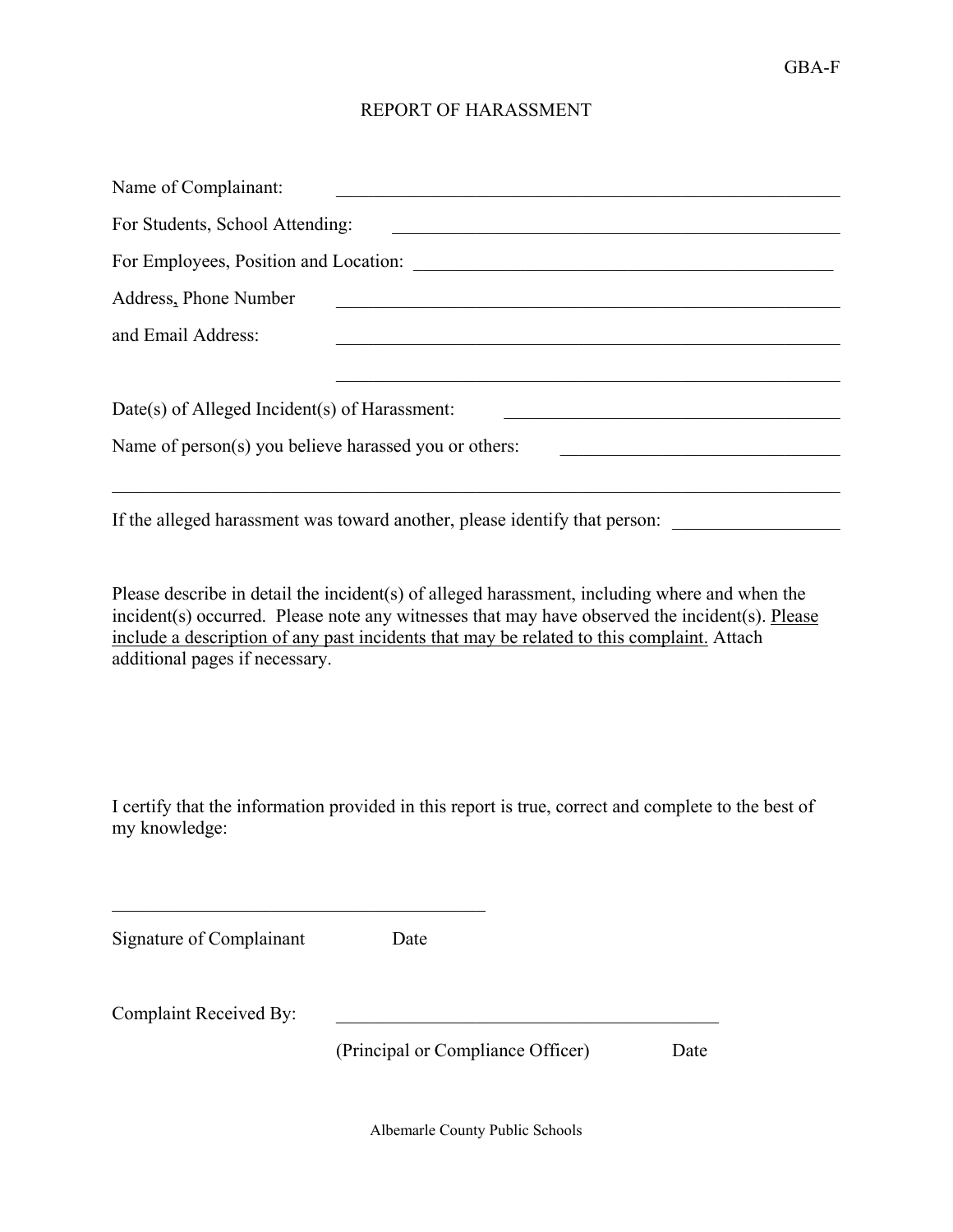GBA-F

# REPORT OF HARASSMENT

Name of Complainant: ______________________________________________________

For Students, School Attending: ______________________________________________

For Employees, Position and Location: _________________________________________

Address, Phone Number ______________________________________________________

and Email Address: _________________________________________________________

____________________________________________________________________________

Date(s) of Alleged Incident(s) of Harassment: _________________________________

Name of person(s) you believe harassed you or others: __________________________

____________________________________________________________________________

If the alleged harassment was toward another, please identify that person: ________________

Please describe in detail the incident(s) of alleged harassment, including where and when the incident(s) occurred. Please note any witnesses that may have observed the incident(s). <u>Please include a description of any past incidents that may be related to this complaint.</u> Attach additional pages if necessary.

I certify that the information provided in this report is true, correct and complete to the best of my knowledge:

________________________________________

Signature of Complainant    Date

Complaint Received By: ________________________________________

(Principal or Compliance Officer)    Date

Albemarle County Public Schools